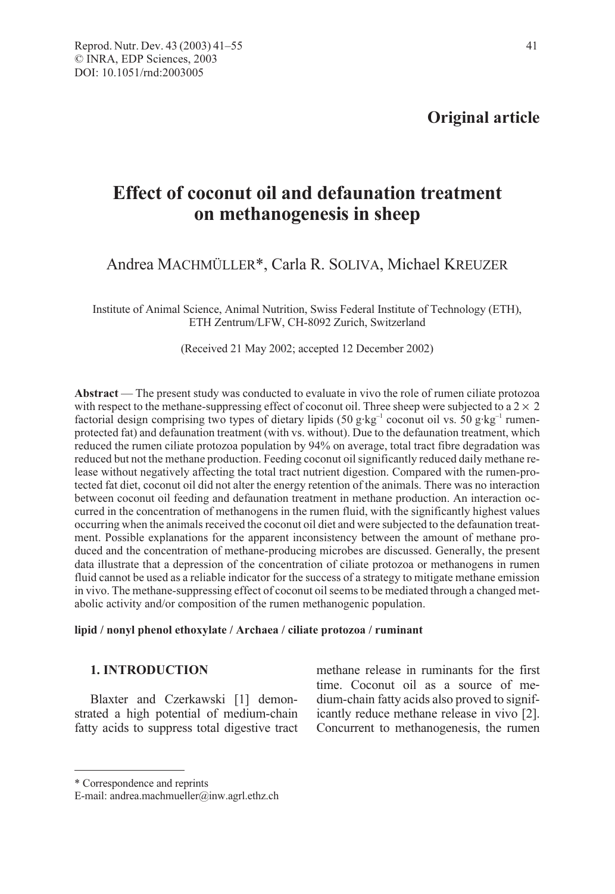**Original article**

# Effect of coconut oil and defaunation treatment on methanogenesis in sheep

Andrea MACHMÜLLER*, Carla R. SOLIVA, Michael KREUZER

Institute of Animal Science, Animal Nutrition, Swiss Federal Institute of Technology (ETH), ETH Zentrum/LFW, CH-8092 Zurich, Switzerland

(Received 21 May 2002; accepted 12 December 2002)

**Abstract** — The present study was conducted to evaluate in vivo the role of rumen ciliate protozoa with respect to the methane-suppressing effect of coconut oil. Three sheep were subjected to a $2 \times 2$ factorial design comprising two types of dietary lipids (50 $g \cdot kg^{-1}$ coconut oil vs. 50 $g \cdot kg^{-1}$ rumen-protected fat) and defaunation treatment (with vs. without). Due to the defaunation treatment, which reduced the rumen ciliate protozoa population by 94% on average, total tract fibre degradation was reduced but not the methane production. Feeding coconut oil significantly reduced daily methane release without negatively affecting the total tract nutrient digestion. Compared with the rumen-protected fat diet, coconut oil did not alter the energy retention of the animals. There was no interaction between coconut oil feeding and defaunation treatment in methane production. An interaction occurred in the concentration of methanogens in the rumen fluid, with the significantly highest values occurring when the animals received the coconut oil diet and were subjected to the defaunation treatment. Possible explanations for the apparent inconsistency between the amount of methane produced and the concentration of methane-producing microbes are discussed. Generally, the present data illustrate that a depression of the concentration of ciliate protozoa or methanogens in rumen fluid cannot be used as a reliable indicator for the success of a strategy to mitigate methane emission in vivo. The methane-suppressing effect of coconut oil seems to be mediated through a changed metabolic activity and/or composition of the rumen methanogenic population.

**lipid / nonyl phenol ethoxylate / Archaea / ciliate protozoa / ruminant**

## 1. INTRODUCTION

Blaxter and Czerkawski [1] demonstrated a high potential of medium-chain fatty acids to suppress total digestive tract methane release in ruminants for the first time. Coconut oil as a source of medium-chain fatty acids also proved to significantly reduce methane release in vivo [2]. Concurrent to methanogenesis, the rumen

---

\* Correspondence and reprints
E-mail: andrea.machmueller@inw.agrl.ethz.ch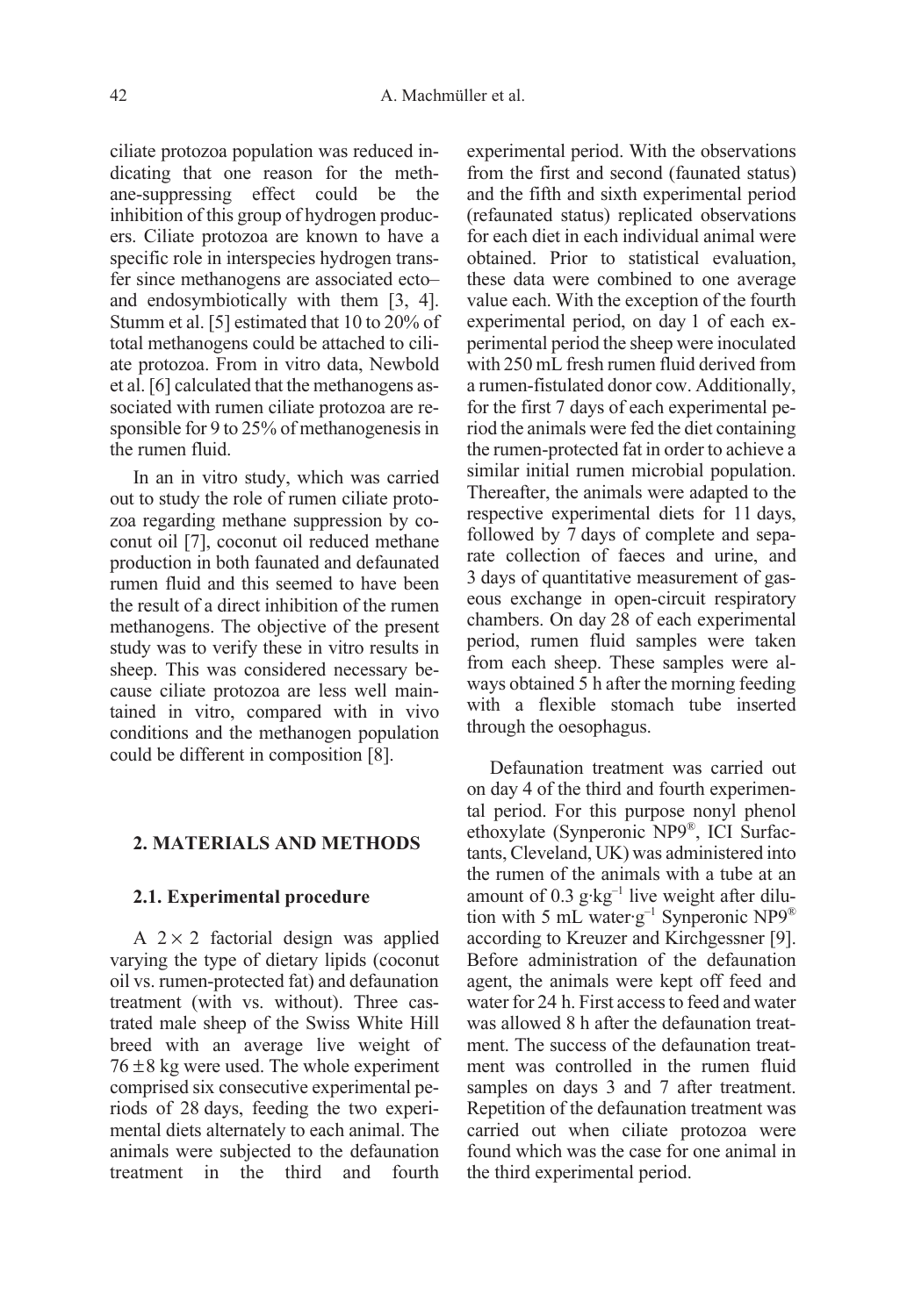ciliate protozoa population was reduced indicating that one reason for the methane-suppressing effect could be the inhibition of this group of hydrogen producers. Ciliate protozoa are known to have a specific role in interspecies hydrogen transfer since methanogens are associated ecto– and endosymbiotically with them [3, 4]. Stumm et al. [5] estimated that 10 to 20% of total methanogens could be attached to ciliate protozoa. From in vitro data, Newbold et al. [6] calculated that the methanogens associated with rumen ciliate protozoa are responsible for 9 to 25% of methanogenesis in the rumen fluid.

In an in vitro study, which was carried out to study the role of rumen ciliate protozoa regarding methane suppression by coconut oil [7], coconut oil reduced methane production in both faunated and defaunated rumen fluid and this seemed to have been the result of a direct inhibition of the rumen methanogens. The objective of the present study was to verify these in vitro results in sheep. This was considered necessary because ciliate protozoa are less well maintained in vitro, compared with in vivo conditions and the methanogen population could be different in composition [8].

## 2. MATERIALS AND METHODS

### 2.1. Experimental procedure

A $2 \times 2$ factorial design was applied varying the type of dietary lipids (coconut oil vs. rumen-protected fat) and defaunation treatment (with vs. without). Three castrated male sheep of the Swiss White Hill breed with an average live weight of $76 \pm 8$ kg were used. The whole experiment comprised six consecutive experimental periods of 28 days, feeding the two experimental diets alternately to each animal. The animals were subjected to the defaunation treatment in the third and fourth experimental period. With the observations from the first and second (faunated status) and the fifth and sixth experimental period (refaunated status) replicated observations for each diet in each individual animal were obtained. Prior to statistical evaluation, these data were combined to one average value each. With the exception of the fourth experimental period, on day 1 of each experimental period the sheep were inoculated with 250 mL fresh rumen fluid derived from a rumen-fistulated donor cow. Additionally, for the first 7 days of each experimental period the animals were fed the diet containing the rumen-protected fat in order to achieve a similar initial rumen microbial population. Thereafter, the animals were adapted to the respective experimental diets for 11 days, followed by 7 days of complete and separate collection of faeces and urine, and 3 days of quantitative measurement of gaseous exchange in open-circuit respiratory chambers. On day 28 of each experimental period, rumen fluid samples were taken from each sheep. These samples were always obtained 5 h after the morning feeding with a flexible stomach tube inserted through the oesophagus.

Defaunation treatment was carried out on day 4 of the third and fourth experimental period. For this purpose nonyl phenol ethoxylate (Synperonic NP9®, ICI Surfactants, Cleveland, UK) was administered into the rumen of the animals with a tube at an amount of $0.3\ g \cdot kg^{-1}$ live weight after dilution with $5\ mL\ water \cdot g^{-1}$ Synperonic NP9® according to Kreuzer and Kirchgessner [9]. Before administration of the defaunation agent, the animals were kept off feed and water for 24 h. First access to feed and water was allowed 8 h after the defaunation treatment. The success of the defaunation treatment was controlled in the rumen fluid samples on days 3 and 7 after treatment. Repetition of the defaunation treatment was carried out when ciliate protozoa were found which was the case for one animal in the third experimental period.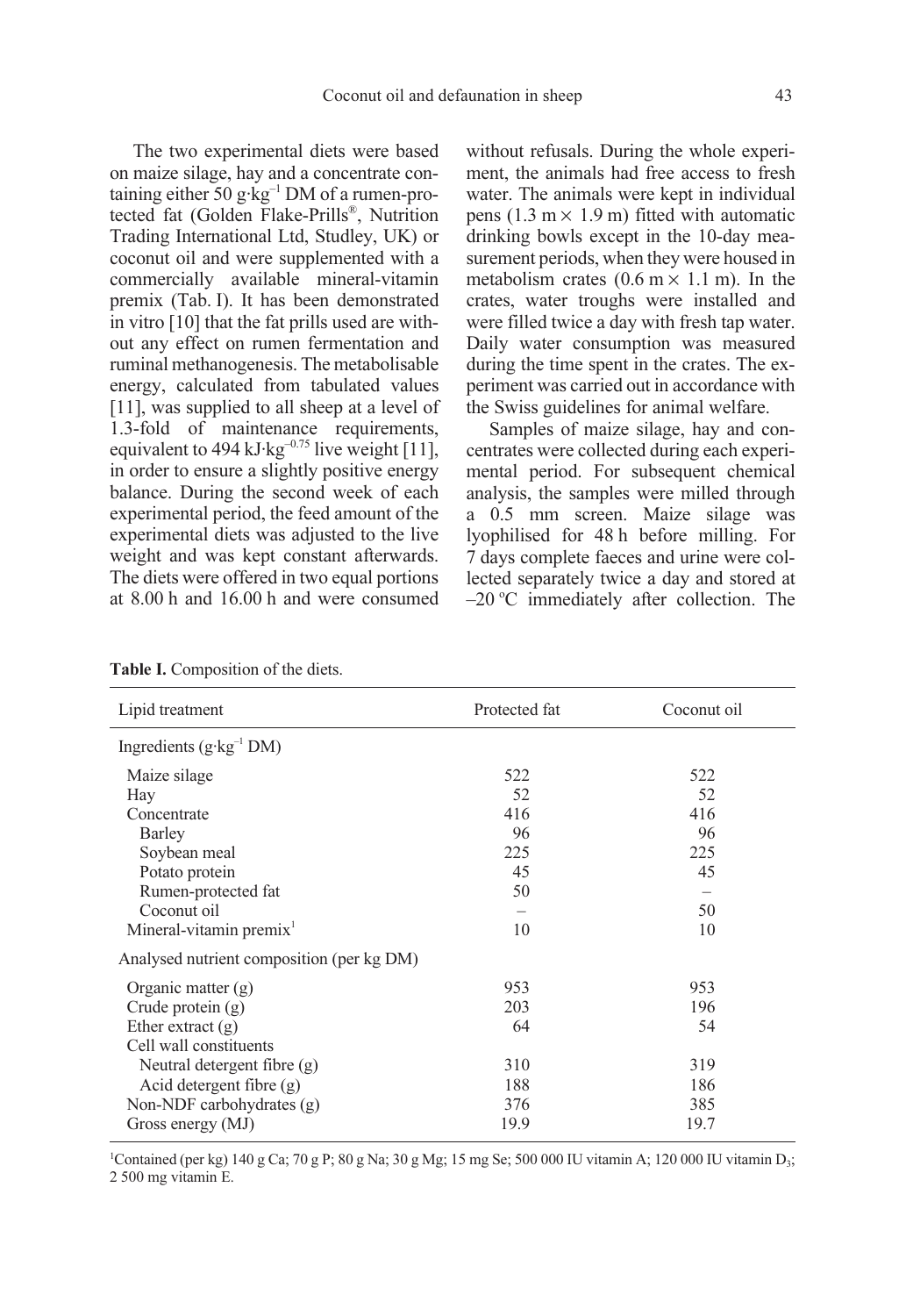The two experimental diets were based on maize silage, hay and a concentrate containing either 50 $g \cdot kg^{-1}$ DM of a rumen-protected fat (Golden Flake-Prills®, Nutrition Trading International Ltd, Studley, UK) or coconut oil and were supplemented with a commercially available mineral-vitamin premix (Tab. I). It has been demonstrated in vitro [10] that the fat prills used are without any effect on rumen fermentation and ruminal methanogenesis. The metabolisable energy, calculated from tabulated values [11], was supplied to all sheep at a level of 1.3-fold of maintenance requirements, equivalent to 494 $kJ \cdot kg^{-0.75}$ live weight [11], in order to ensure a slightly positive energy balance. During the second week of each experimental period, the feed amount of the experimental diets was adjusted to the live weight and was kept constant afterwards. The diets were offered in two equal portions at 8.00 h and 16.00 h and were consumed without refusals. During the whole experiment, the animals had free access to fresh water. The animals were kept in individual pens (1.3 m × 1.9 m) fitted with automatic drinking bowls except in the 10-day measurement periods, when they were housed in metabolism crates (0.6 m × 1.1 m). In the crates, water troughs were installed and were filled twice a day with fresh tap water. Daily water consumption was measured during the time spent in the crates. The experiment was carried out in accordance with the Swiss guidelines for animal welfare.

Samples of maize silage, hay and concentrates were collected during each experimental period. For subsequent chemical analysis, the samples were milled through a 0.5 mm screen. Maize silage was lyophilised for 48 h before milling. For 7 days complete faeces and urine were collected separately twice a day and stored at –20 °C immediately after collection. The

**Table I.** Composition of the diets.

| Lipid treatment | Protected fat | Coconut oil |
|---|---|---|
| Ingredients ($g \cdot kg^{-1}$ DM) | | |
| Maize silage | 522 | 522 |
| Hay | 52 | 52 |
| Concentrate | 416 | 416 |
| Barley | 96 | 96 |
| Soybean meal | 225 | 225 |
| Potato protein | 45 | 45 |
| Rumen-protected fat | 50 | – |
| Coconut oil | – | 50 |
| Mineral-vitamin premix[1] | 10 | 10 |
| Analysed nutrient composition (per kg DM) | | |
| Organic matter (g) | 953 | 953 |
| Crude protein (g) | 203 | 196 |
| Ether extract (g) | 64 | 54 |
| Cell wall constituents | | |
| Neutral detergent fibre (g) | 310 | 319 |
| Acid detergent fibre (g) | 188 | 186 |
| Non-NDF carbohydrates (g) | 376 | 385 |
| Gross energy (MJ) | 19.9 | 19.7 |

[1]Contained (per kg) 140 g Ca; 70 g P; 80 g Na; 30 g Mg; 15 mg Se; 500 000 IU vitamin A; 120 000 IU vitamin $D_3$; 2 500 mg vitamin E.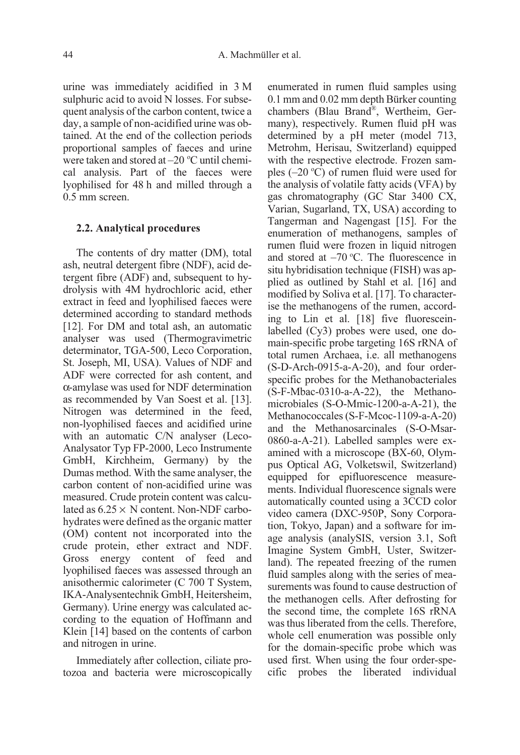urine was immediately acidified in 3 M sulphuric acid to avoid N losses. For subsequent analysis of the carbon content, twice a day, a sample of non-acidified urine was obtained. At the end of the collection periods proportional samples of faeces and urine were taken and stored at –20 °C until chemical analysis. Part of the faeces were lyophilised for 48 h and milled through a 0.5 mm screen.

### 2.2. Analytical procedures

The contents of dry matter (DM), total ash, neutral detergent fibre (NDF), acid detergent fibre (ADF) and, subsequent to hydrolysis with 4M hydrochloric acid, ether extract in feed and lyophilised faeces were determined according to standard methods [12]. For DM and total ash, an automatic analyser was used (Thermogravimetric determinator, TGA-500, Leco Corporation, St. Joseph, MI, USA). Values of NDF and ADF were corrected for ash content, and α-amylase was used for NDF determination as recommended by Van Soest et al. [13]. Nitrogen was determined in the feed, non-lyophilised faeces and acidified urine with an automatic C/N analyser (Leco-Analysator Typ FP-2000, Leco Instrumente GmbH, Kirchheim, Germany) by the Dumas method. With the same analyser, the carbon content of non-acidified urine was measured. Crude protein content was calculated as 6.25 × N content. Non-NDF carbohydrates were defined as the organic matter (OM) content not incorporated into the crude protein, ether extract and NDF. Gross energy content of feed and lyophilised faeces was assessed through an anisothermic calorimeter (C 700 T System, IKA-Analysentechnik GmbH, Heitersheim, Germany). Urine energy was calculated according to the equation of Hoffmann and Klein [14] based on the contents of carbon and nitrogen in urine.

Immediately after collection, ciliate protozoa and bacteria were microscopically enumerated in rumen fluid samples using 0.1 mm and 0.02 mm depth Bürker counting chambers (Blau Brand®, Wertheim, Germany), respectively. Rumen fluid pH was determined by a pH meter (model 713, Metrohm, Herisau, Switzerland) equipped with the respective electrode. Frozen samples (–20 °C) of rumen fluid were used for the analysis of volatile fatty acids (VFA) by gas chromatography (GC Star 3400 CX, Varian, Sugarland, TX, USA) according to Tangerman and Nagengast [15]. For the enumeration of methanogens, samples of rumen fluid were frozen in liquid nitrogen and stored at –70 °C. The fluorescence in situ hybridisation technique (FISH) was applied as outlined by Stahl et al. [16] and modified by Soliva et al. [17]. To characterise the methanogens of the rumen, according to Lin et al. [18] five fluorescein-labelled (Cy3) probes were used, one domain-specific probe targeting 16S rRNA of total rumen Archaea, i.e. all methanogens (S-D-Arch-0915-a-A-20), and four order-specific probes for the Methanobacteriales (S-F-Mbac-0310-a-A-22), the Methanomicrobiales (S-O-Mmic-1200-a-A-21), the Methanococcales (S-F-Mcoc-1109-a-A-20) and the Methanosarcinales (S-O-Msar-0860-a-A-21). Labelled samples were examined with a microscope (BX-60, Olympus Optical AG, Volketswil, Switzerland) equipped for epifluorescence measurements. Individual fluorescence signals were automatically counted using a 3CCD color video camera (DXC-950P, Sony Corporation, Tokyo, Japan) and a software for image analysis (analySIS, version 3.1, Soft Imagine System GmbH, Uster, Switzerland). The repeated freezing of the rumen fluid samples along with the series of measurements was found to cause destruction of the methanogen cells. After defrosting for the second time, the complete 16S rRNA was thus liberated from the cells. Therefore, whole cell enumeration was possible only for the domain-specific probe which was used first. When using the four order-specific probes the liberated individual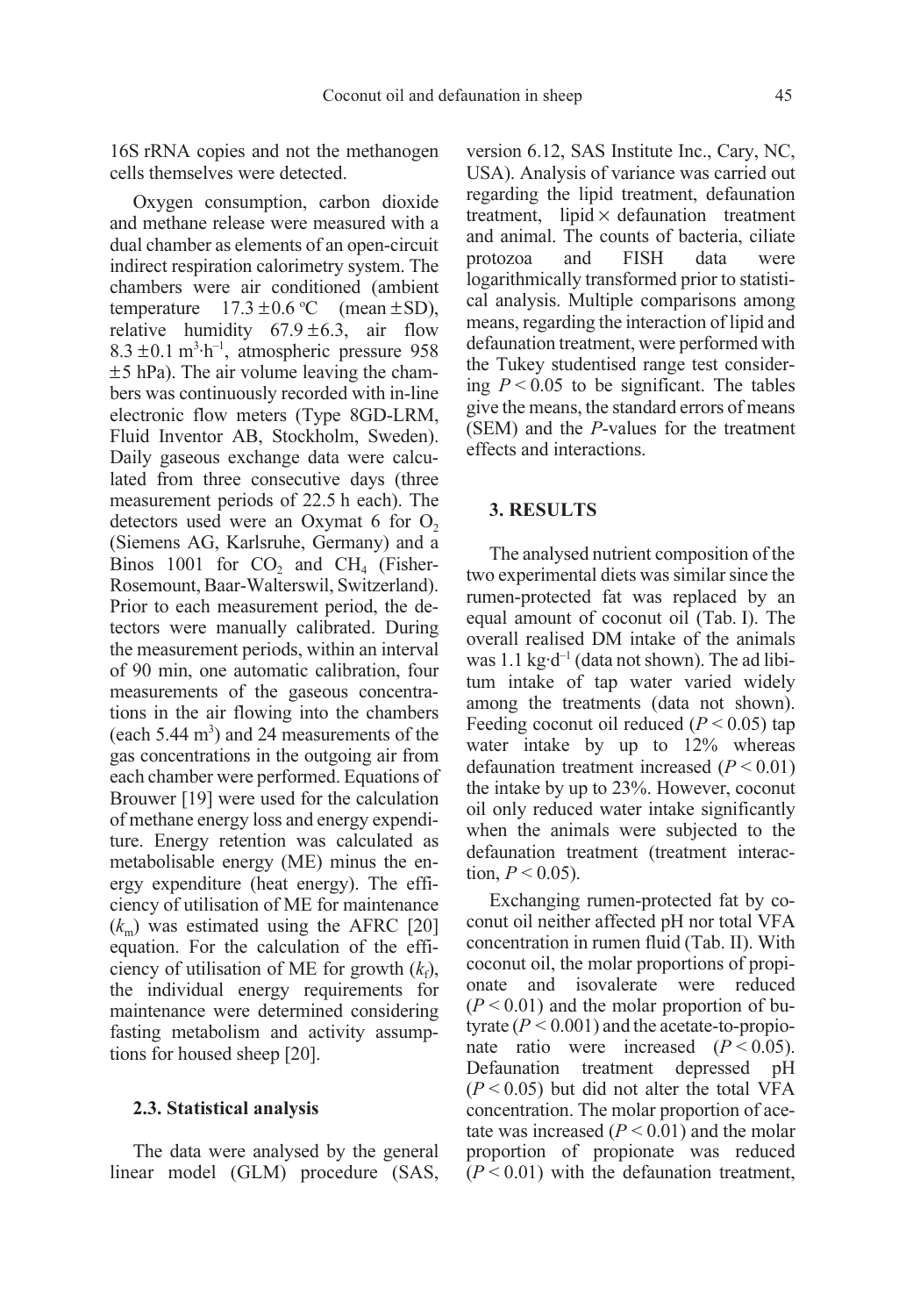16S rRNA copies and not the methanogen cells themselves were detected.

Oxygen consumption, carbon dioxide and methane release were measured with a dual chamber as elements of an open-circuit indirect respiration calorimetry system. The chambers were air conditioned (ambient temperature 17.3 ± 0.6 °C (mean ± SD), relative humidity 67.9 ± 6.3, air flow 8.3 ± 0.1 $m^3 \cdot h^{-1}$, atmospheric pressure 958 ± 5 hPa). The air volume leaving the chambers was continuously recorded with in-line electronic flow meters (Type 8GD-LRM, Fluid Inventor AB, Stockholm, Sweden). Daily gaseous exchange data were calculated from three consecutive days (three measurement periods of 22.5 h each). The detectors used were an Oxymat 6 for $O_2$ (Siemens AG, Karlsruhe, Germany) and a Binos 1001 for $CO_2$ and $CH_4$ (Fisher-Rosemount, Baar-Walterswil, Switzerland). Prior to each measurement period, the detectors were manually calibrated. During the measurement periods, within an interval of 90 min, one automatic calibration, four measurements of the gaseous concentrations in the air flowing into the chambers (each 5.44 $m^3$) and 24 measurements of the gas concentrations in the outgoing air from each chamber were performed. Equations of Brouwer [19] were used for the calculation of methane energy loss and energy expenditure. Energy retention was calculated as metabolisable energy (ME) minus the energy expenditure (heat energy). The efficiency of utilisation of ME for maintenance ($k_m$) was estimated using the AFRC [20] equation. For the calculation of the efficiency of utilisation of ME for growth ($k_f$), the individual energy requirements for maintenance were determined considering fasting metabolism and activity assumptions for housed sheep [20].

### 2.3. Statistical analysis

The data were analysed by the general linear model (GLM) procedure (SAS, version 6.12, SAS Institute Inc., Cary, NC, USA). Analysis of variance was carried out regarding the lipid treatment, defaunation treatment, lipid × defaunation treatment and animal. The counts of bacteria, ciliate protozoa and FISH data were logarithmically transformed prior to statistical analysis. Multiple comparisons among means, regarding the interaction of lipid and defaunation treatment, were performed with the Tukey studentised range test considering $P < 0.05$ to be significant. The tables give the means, the standard errors of means (SEM) and the *P*-values for the treatment effects and interactions.

## 3. RESULTS

The analysed nutrient composition of the two experimental diets was similar since the rumen-protected fat was replaced by an equal amount of coconut oil (Tab. I). The overall realised DM intake of the animals was 1.1 $kg \cdot d^{-1}$ (data not shown). The ad libitum intake of tap water varied widely among the treatments (data not shown). Feeding coconut oil reduced ($P < 0.05$) tap water intake by up to 12% whereas defaunation treatment increased ($P < 0.01$) the intake by up to 23%. However, coconut oil only reduced water intake significantly when the animals were subjected to the defaunation treatment (treatment interaction, $P < 0.05$).

Exchanging rumen-protected fat by coconut oil neither affected pH nor total VFA concentration in rumen fluid (Tab. II). With coconut oil, the molar proportions of propionate and isovalerate were reduced ($P < 0.01$) and the molar proportion of butyrate ($P < 0.001$) and the acetate-to-propionate ratio were increased ($P < 0.05$). Defaunation treatment depressed pH ($P < 0.05$) but did not alter the total VFA concentration. The molar proportion of acetate was increased ($P < 0.01$) and the molar proportion of propionate was reduced ($P < 0.01$) with the defaunation treatment,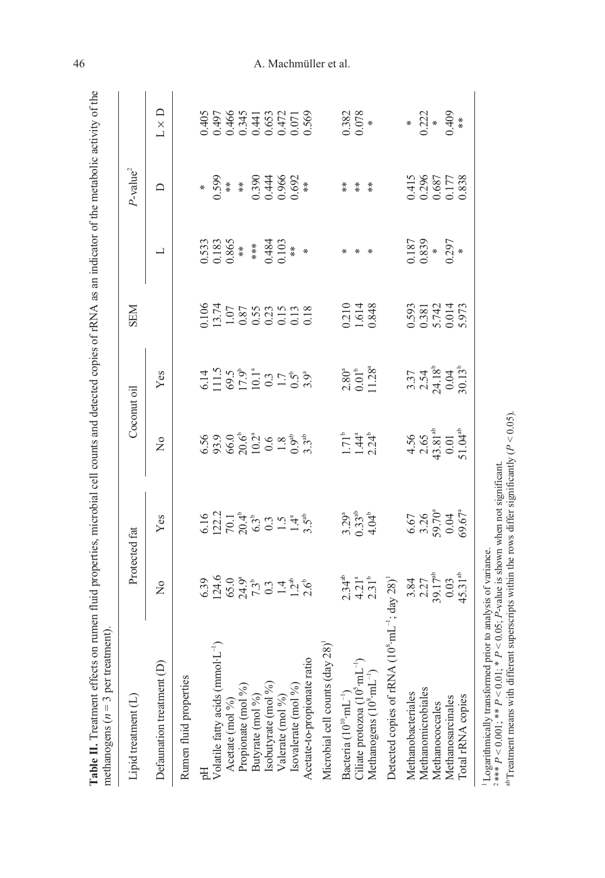**Table II.** Treatment effects on rumen fluid properties, microbial cell counts and detected copies of rRNA as an indicator of the metabolic activity of the methanogens ($n = 3$ per treatment).

| Lipid treatment (L) | Protected fat | | Coconut oil | | SEM | $P$-value[2] | | |
|---|---|---|---|---|---|---|---|---|
| Defaunation treatment (D) | No | Yes | No | Yes | | L | D | L × D |
| *Rumen fluid properties* | | | | | | | | |
| pH | 6.39 | 6.16 | 6.56 | 6.14 | 0.106 | 0.533 | * | 0.405 |
| Volatile fatty acids (mmol·L$^{-1}$) | 124.6 | 122.2 | 93.9 | 111.5 | 13.74 | 0.183 | 0.599 | 0.497 |
| Acetate (mol %) | 65.0 | 70.1 | 66.0 | 69.5 | 1.07 | 0.865 | ** | 0.466 |
| Propionate (mol %) | 24.9$^{a}$ | 20.4$^{b}$ | 20.6$^{b}$ | 17.9$^{b}$ | 0.87 | ** | ** | 0.345 |
| Butyrate (mol %) | 7.3$^{b}$ | 6.3$^{b}$ | 10.2$^{a}$ | 10.1$^{a}$ | 0.55 | *** | 0.390 | 0.441 |
| Isobutyrate (mol %) | 0.3 | 0.3 | 0.6 | 0.3 | 0.23 | 0.484 | 0.444 | 0.653 |
| Valerate (mol %) | 1.4 | 1.5 | 1.8 | 1.7 | 0.15 | 0.103 | 0.966 | 0.472 |
| Isovalerate (mol %) | 1.2$^{ab}$ | 1.4$^{a}$ | 0.9$^{ab}$ | 0.5$^{b}$ | 0.13 | ** | 0.692 | 0.071 |
| Acetate-to-propionate ratio | 2.6$^{b}$ | 3.5$^{ab}$ | 3.3$^{ab}$ | 3.9$^{a}$ | 0.18 | * | ** | 0.569 |
| *Microbial cell counts (day 28)*[1] | | | | | | | | |
| Bacteria (10$^{10}$·mL$^{-1}$) | 2.34$^{ab}$ | 3.29$^{a}$ | 1.71$^{b}$ | 2.80$^{a}$ | 0.210 | * | ** | 0.382 |
| Ciliate protozoa (10$^{5}$·mL$^{-1}$) | 4.21$^{a}$ | 0.33$^{ab}$ | 1.44$^{a}$ | 0.01$^{b}$ | 1.614 | * | ** | 0.078 |
| Methanogens (10$^{8}$·mL$^{-1}$) | 2.31$^{b}$ | 4.04$^{b}$ | 2.24$^{b}$ | 11.28$^{a}$ | 0.848 | * | ** | * |
| *Detected copies of rRNA (10$^{8}$·mL$^{-1}$; day 28)*[1] | | | | | | | | |
| Methanobacteriales | 3.84 | 6.67 | 4.56 | 3.37 | 0.593 | 0.187 | 0.415 | * |
| Methanomicrobiales | 2.27 | 3.26 | 2.65 | 2.54 | 0.381 | 0.839 | 0.296 | 0.222 |
| Methanococcales | 39.17$^{ab}$ | 59.70$^{a}$ | 43.81$^{ab}$ | 24.18$^{b}$ | 5.742 | * | 0.687 | * |
| Methanosarcinales | 0.03 | 0.04 | 0.01 | 0.04 | 0.014 | 0.297 | 0.177 | 0.409 |
| Total rRNA copies | 45.31$^{ab}$ | 69.67$^{a}$ | 51.04$^{ab}$ | 30.13$^{b}$ | 5.973 | * | 0.838 | ** |

[1] Logarithmically transformed prior to analysis of variance.
[2] *** $P < 0.001$; ** $P < 0.01$; * $P < 0.05$; $P$-value is shown when not significant.
[ab] Treatment means with different superscripts within the rows differ significantly ($P < 0.05$).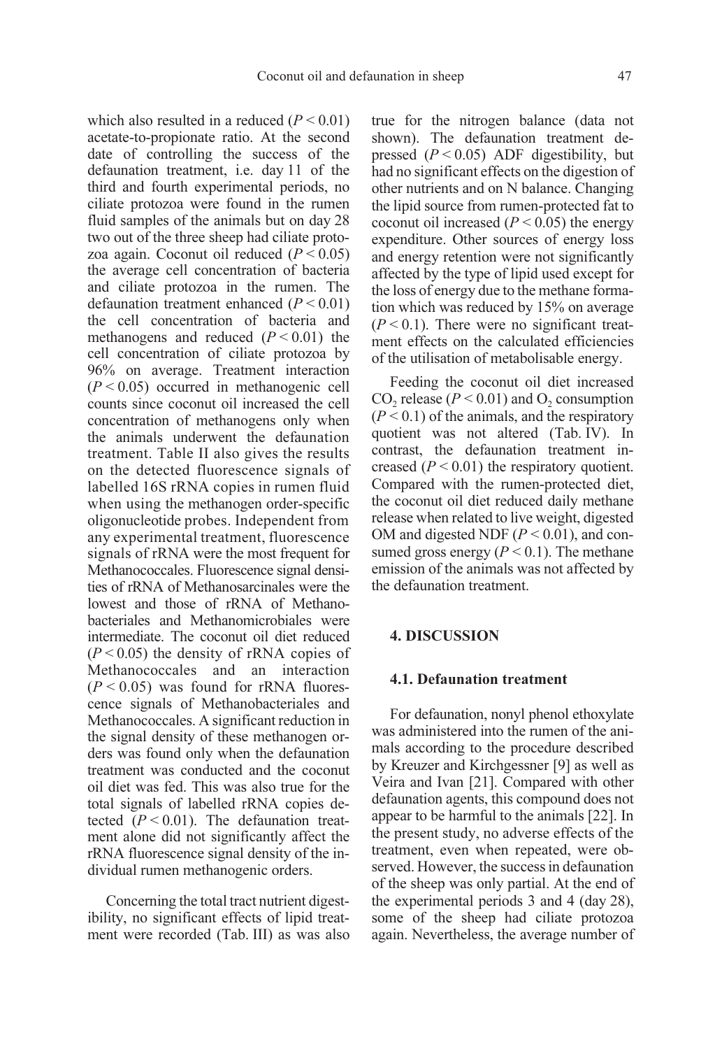which also resulted in a reduced ($P < 0.01$) acetate-to-propionate ratio. At the second date of controlling the success of the defaunation treatment, i.e. day 11 of the third and fourth experimental periods, no ciliate protozoa were found in the rumen fluid samples of the animals but on day 28 two out of the three sheep had ciliate protozoa again. Coconut oil reduced ($P < 0.05$) the average cell concentration of bacteria and ciliate protozoa in the rumen. The defaunation treatment enhanced ($P < 0.01$) the cell concentration of bacteria and methanogens and reduced ($P < 0.01$) the cell concentration of ciliate protozoa by 96% on average. Treatment interaction ($P < 0.05$) occurred in methanogenic cell counts since coconut oil increased the cell concentration of methanogens only when the animals underwent the defaunation treatment. Table II also gives the results on the detected fluorescence signals of labelled 16S rRNA copies in rumen fluid when using the methanogen order-specific oligonucleotide probes. Independent from any experimental treatment, fluorescence signals of rRNA were the most frequent for Methanococcales. Fluorescence signal densities of rRNA of Methanosarcinales were the lowest and those of rRNA of Methanobacteriales and Methanomicrobiales were intermediate. The coconut oil diet reduced ($P < 0.05$) the density of rRNA copies of Methanococcales and an interaction ($P < 0.05$) was found for rRNA fluorescence signals of Methanobacteriales and Methanococcales. A significant reduction in the signal density of these methanogen orders was found only when the defaunation treatment was conducted and the coconut oil diet was fed. This was also true for the total signals of labelled rRNA copies detected ($P < 0.01$). The defaunation treatment alone did not significantly affect the rRNA fluorescence signal density of the individual rumen methanogenic orders.

Concerning the total tract nutrient digestibility, no significant effects of lipid treatment were recorded (Tab. III) as was also true for the nitrogen balance (data not shown). The defaunation treatment depressed ($P < 0.05$) ADF digestibility, but had no significant effects on the digestion of other nutrients and on N balance. Changing the lipid source from rumen-protected fat to coconut oil increased ($P < 0.05$) the energy expenditure. Other sources of energy loss and energy retention were not significantly affected by the type of lipid used except for the loss of energy due to the methane formation which was reduced by 15% on average ($P < 0.1$). There were no significant treatment effects on the calculated efficiencies of the utilisation of metabolisable energy.

Feeding the coconut oil diet increased $CO_2$ release ($P < 0.01$) and $O_2$ consumption ($P < 0.1$) of the animals, and the respiratory quotient was not altered (Tab. IV). In contrast, the defaunation treatment increased ($P < 0.01$) the respiratory quotient. Compared with the rumen-protected diet, the coconut oil diet reduced daily methane release when related to live weight, digested OM and digested NDF ($P < 0.01$), and consumed gross energy ($P < 0.1$). The methane emission of the animals was not affected by the defaunation treatment.

## 4. DISCUSSION

### 4.1. Defaunation treatment

For defaunation, nonyl phenol ethoxylate was administered into the rumen of the animals according to the procedure described by Kreuzer and Kirchgessner [9] as well as Veira and Ivan [21]. Compared with other defaunation agents, this compound does not appear to be harmful to the animals [22]. In the present study, no adverse effects of the treatment, even when repeated, were observed. However, the success in defaunation of the sheep was only partial. At the end of the experimental periods 3 and 4 (day 28), some of the sheep had ciliate protozoa again. Nevertheless, the average number of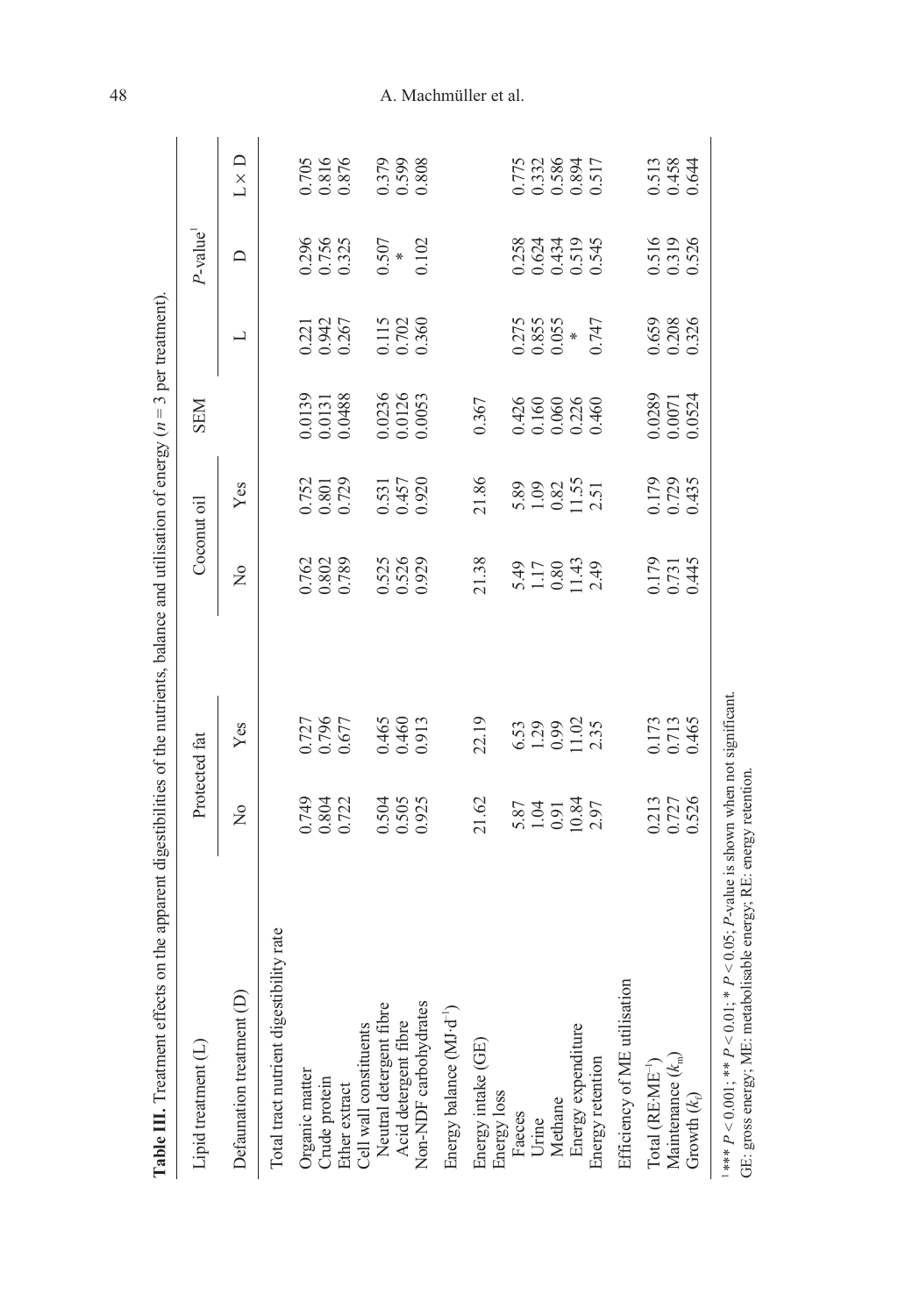**Table III.** Treatment effects on the apparent digestibilities of the nutrients, balance and utilisation of energy ($n = 3$ per treatment).

| Lipid treatment (L) | Protected fat | | Coconut oil | | SEM | $P$-value[1] | | |
|---|---|---|---|---|---|---|---|---|
| Defaunation treatment (D) | No | Yes | No | Yes | | L | D | L × D |
| Total tract nutrient digestibility rate | | | | | | | | |
| Organic matter | 0.749 | 0.727 | 0.762 | 0.752 | 0.0139 | 0.221 | 0.296 | 0.705 |
| Crude protein | 0.804 | 0.796 | 0.802 | 0.801 | 0.0131 | 0.942 | 0.756 | 0.816 |
| Ether extract | 0.722 | 0.677 | 0.789 | 0.729 | 0.0488 | 0.267 | 0.325 | 0.876 |
| Cell wall constituents | | | | | | | | |
| Neutral detergent fibre | 0.504 | 0.465 | 0.525 | 0.531 | 0.0236 | 0.115 | 0.507 | 0.379 |
| Acid detergent fibre | 0.505 | 0.460 | 0.526 | 0.457 | 0.0126 | 0.702 | * | 0.599 |
| Non-NDF carbohydrates | 0.925 | 0.913 | 0.929 | 0.920 | 0.0053 | 0.360 | 0.102 | 0.808 |
| Energy balance ($MJ \cdot d^{-1}$) | | | | | | | | |
| Energy intake (GE) | 21.62 | 22.19 | 21.38 | 21.86 | 0.367 | | | |
| Energy loss | | | | | | | | |
| Faeces | 5.87 | 6.53 | 5.49 | 5.89 | 0.426 | 0.275 | 0.258 | 0.775 |
| Urine | 1.04 | 1.29 | 1.17 | 1.09 | 0.160 | 0.855 | 0.624 | 0.332 |
| Methane | 0.91 | 0.99 | 0.80 | 0.82 | 0.060 | 0.055 | 0.434 | 0.586 |
| Energy expenditure | 10.84 | 11.02 | 11.43 | 11.55 | 0.226 | * | 0.519 | 0.894 |
| Energy retention | 2.97 | 2.35 | 2.49 | 2.51 | 0.460 | 0.747 | 0.545 | 0.517 |
| Efficiency of ME utilisation | | | | | | | | |
| Total ($RE{:}ME^{-1}$) | 0.213 | 0.173 | 0.179 | 0.179 | 0.0289 | 0.659 | 0.516 | 0.513 |
| Maintenance ($k_m$) | 0.727 | 0.713 | 0.731 | 0.729 | 0.0071 | 0.208 | 0.319 | 0.458 |
| Growth ($k_f$) | 0.526 | 0.465 | 0.445 | 0.435 | 0.0524 | 0.326 | 0.526 | 0.644 |

[1] *** $P < 0.001$; ** $P < 0.01$; * $P < 0.05$; $P$-value is shown when not significant.
GE: gross energy; ME: metabolisable energy; RE: energy retention.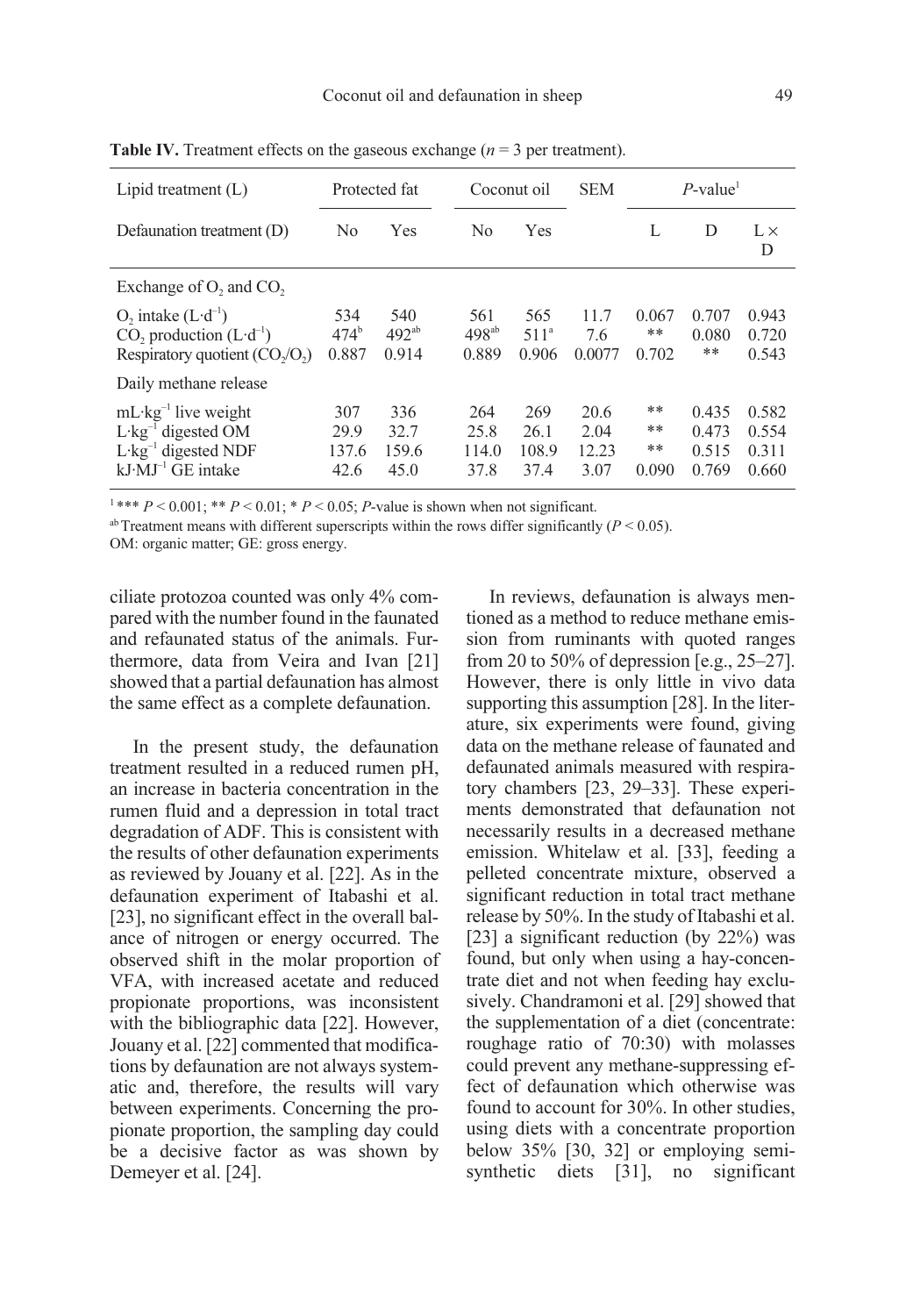**Table IV.** Treatment effects on the gaseous exchange ($n$ = 3 per treatment).

| Lipid treatment (L) | Protected fat | | Coconut oil | | SEM | $P$-value[1] | | |
|---|---|---|---|---|---|---|---|---|
| Defaunation treatment (D) | No | Yes | No | Yes | | L | D | L × D |
| Exchange of $O_2$ and $CO_2$ | | | | | | | | |
| $O_2$ intake ($L \cdot d^{-1}$) | 534 | 540 | 561 | 565 | 11.7 | 0.067 | 0.707 | 0.943 |
| $CO_2$ production ($L \cdot d^{-1}$) | 474[b] | 492[ab] | 498[ab] | 511[a] | 7.6 | ** | 0.080 | 0.720 |
| Respiratory quotient ($CO_2/O_2$) | 0.887 | 0.914 | 0.889 | 0.906 | 0.0077 | 0.702 | ** | 0.543 |
| Daily methane release | | | | | | | | |
| $mL \cdot kg^{-1}$ live weight | 307 | 336 | 264 | 269 | 20.6 | ** | 0.435 | 0.582 |
| $L \cdot kg^{-1}$ digested OM | 29.9 | 32.7 | 25.8 | 26.1 | 2.04 | ** | 0.473 | 0.554 |
| $L \cdot kg^{-1}$ digested NDF | 137.6 | 159.6 | 114.0 | 108.9 | 12.23 | ** | 0.515 | 0.311 |
| $kJ \cdot MJ^{-1}$ GE intake | 42.6 | 45.0 | 37.8 | 37.4 | 3.07 | 0.090 | 0.769 | 0.660 |

[1] *** $P < 0.001$; ** $P < 0.01$; * $P < 0.05$; $P$-value is shown when not significant.

[ab] Treatment means with different superscripts within the rows differ significantly ($P < 0.05$).

OM: organic matter; GE: gross energy.

ciliate protozoa counted was only 4% compared with the number found in the faunated and refaunated status of the animals. Furthermore, data from Veira and Ivan [21] showed that a partial defaunation has almost the same effect as a complete defaunation.

In the present study, the defaunation treatment resulted in a reduced rumen pH, an increase in bacteria concentration in the rumen fluid and a depression in total tract degradation of ADF. This is consistent with the results of other defaunation experiments as reviewed by Jouany et al. [22]. As in the defaunation experiment of Itabashi et al. [23], no significant effect in the overall balance of nitrogen or energy occurred. The observed shift in the molar proportion of VFA, with increased acetate and reduced propionate proportions, was inconsistent with the bibliographic data [22]. However, Jouany et al. [22] commented that modifications by defaunation are not always systematic and, therefore, the results will vary between experiments. Concerning the propionate proportion, the sampling day could be a decisive factor as was shown by Demeyer et al. [24].

In reviews, defaunation is always mentioned as a method to reduce methane emission from ruminants with quoted ranges from 20 to 50% of depression [e.g., 25–27]. However, there is only little in vivo data supporting this assumption [28]. In the literature, six experiments were found, giving data on the methane release of faunated and defaunated animals measured with respiratory chambers [23, 29–33]. These experiments demonstrated that defaunation not necessarily results in a decreased methane emission. Whitelaw et al. [33], feeding a pelleted concentrate mixture, observed a significant reduction in total tract methane release by 50%. In the study of Itabashi et al. [23] a significant reduction (by 22%) was found, but only when using a hay-concentrate diet and not when feeding hay exclusively. Chandramoni et al. [29] showed that the supplementation of a diet (concentrate: roughage ratio of 70:30) with molasses could prevent any methane-suppressing effect of defaunation which otherwise was found to account for 30%. In other studies, using diets with a concentrate proportion below 35% [30, 32] or employing semi-synthetic diets [31], no significant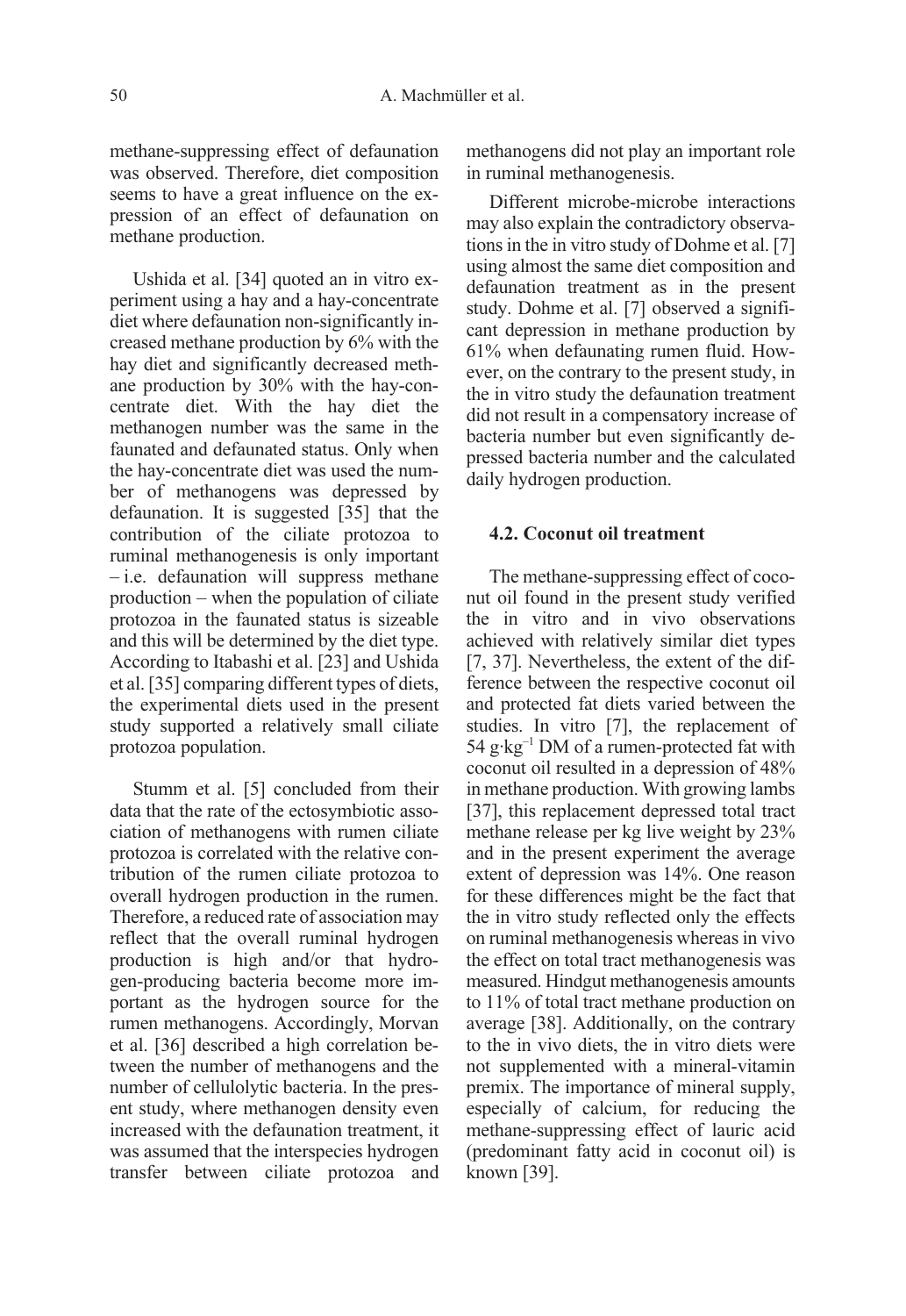methane-suppressing effect of defaunation was observed. Therefore, diet composition seems to have a great influence on the expression of an effect of defaunation on methane production.

Ushida et al. [34] quoted an in vitro experiment using a hay and a hay-concentrate diet where defaunation non-significantly increased methane production by 6% with the hay diet and significantly decreased methane production by 30% with the hay-concentrate diet. With the hay diet the methanogen number was the same in the faunated and defaunated status. Only when the hay-concentrate diet was used the number of methanogens was depressed by defaunation. It is suggested [35] that the contribution of the ciliate protozoa to ruminal methanogenesis is only important – i.e. defaunation will suppress methane production – when the population of ciliate protozoa in the faunated status is sizeable and this will be determined by the diet type. According to Itabashi et al. [23] and Ushida et al. [35] comparing different types of diets, the experimental diets used in the present study supported a relatively small ciliate protozoa population.

Stumm et al. [5] concluded from their data that the rate of the ectosymbiotic association of methanogens with rumen ciliate protozoa is correlated with the relative contribution of the rumen ciliate protozoa to overall hydrogen production in the rumen. Therefore, a reduced rate of association may reflect that the overall ruminal hydrogen production is high and/or that hydrogen-producing bacteria become more important as the hydrogen source for the rumen methanogens. Accordingly, Morvan et al. [36] described a high correlation between the number of methanogens and the number of cellulolytic bacteria. In the present study, where methanogen density even increased with the defaunation treatment, it was assumed that the interspecies hydrogen transfer between ciliate protozoa and methanogens did not play an important role in ruminal methanogenesis.

Different microbe-microbe interactions may also explain the contradictory observations in the in vitro study of Dohme et al. [7] using almost the same diet composition and defaunation treatment as in the present study. Dohme et al. [7] observed a significant depression in methane production by 61% when defaunating rumen fluid. However, on the contrary to the present study, in the in vitro study the defaunation treatment did not result in a compensatory increase of bacteria number but even significantly depressed bacteria number and the calculated daily hydrogen production.

### 4.2. Coconut oil treatment

The methane-suppressing effect of coconut oil found in the present study verified the in vitro and in vivo observations achieved with relatively similar diet types [7, 37]. Nevertheless, the extent of the difference between the respective coconut oil and protected fat diets varied between the studies. In vitro [7], the replacement of 54 $g \cdot kg^{-1}$ DM of a rumen-protected fat with coconut oil resulted in a depression of 48% in methane production. With growing lambs [37], this replacement depressed total tract methane release per kg live weight by 23% and in the present experiment the average extent of depression was 14%. One reason for these differences might be the fact that the in vitro study reflected only the effects on ruminal methanogenesis whereas in vivo the effect on total tract methanogenesis was measured. Hindgut methanogenesis amounts to 11% of total tract methane production on average [38]. Additionally, on the contrary to the in vivo diets, the in vitro diets were not supplemented with a mineral-vitamin premix. The importance of mineral supply, especially of calcium, for reducing the methane-suppressing effect of lauric acid (predominant fatty acid in coconut oil) is known [39].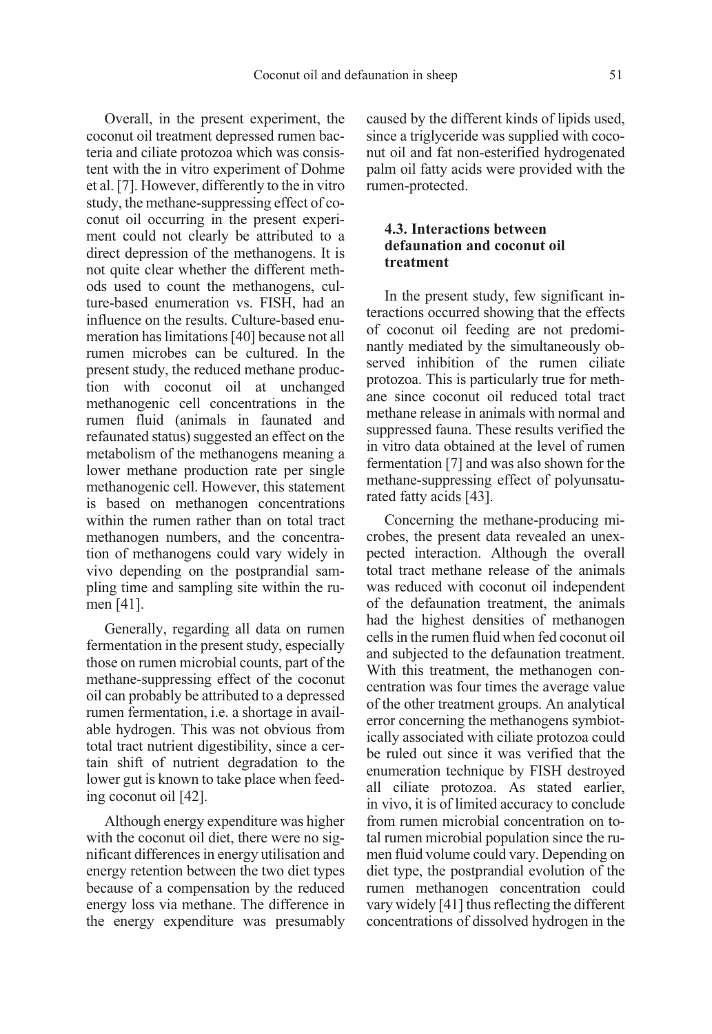Overall, in the present experiment, the coconut oil treatment depressed rumen bacteria and ciliate protozoa which was consistent with the in vitro experiment of Dohme et al. [7]. However, differently to the in vitro study, the methane-suppressing effect of coconut oil occurring in the present experiment could not clearly be attributed to a direct depression of the methanogens. It is not quite clear whether the different methods used to count the methanogens, culture-based enumeration vs. FISH, had an influence on the results. Culture-based enumeration has limitations [40] because not all rumen microbes can be cultured. In the present study, the reduced methane production with coconut oil at unchanged methanogenic cell concentrations in the rumen fluid (animals in faunated and refaunated status) suggested an effect on the metabolism of the methanogens meaning a lower methane production rate per single methanogenic cell. However, this statement is based on methanogen concentrations within the rumen rather than on total tract methanogen numbers, and the concentration of methanogens could vary widely in vivo depending on the postprandial sampling time and sampling site within the rumen [41].

Generally, regarding all data on rumen fermentation in the present study, especially those on rumen microbial counts, part of the methane-suppressing effect of the coconut oil can probably be attributed to a depressed rumen fermentation, i.e. a shortage in available hydrogen. This was not obvious from total tract nutrient digestibility, since a certain shift of nutrient degradation to the lower gut is known to take place when feeding coconut oil [42].

Although energy expenditure was higher with the coconut oil diet, there were no significant differences in energy utilisation and energy retention between the two diet types because of a compensation by the reduced energy loss via methane. The difference in the energy expenditure was presumably caused by the different kinds of lipids used, since a triglyceride was supplied with coconut oil and fat non-esterified hydrogenated palm oil fatty acids were provided with the rumen-protected.

### 4.3. Interactions between defaunation and coconut oil treatment

In the present study, few significant interactions occurred showing that the effects of coconut oil feeding are not predominantly mediated by the simultaneously observed inhibition of the rumen ciliate protozoa. This is particularly true for methane since coconut oil reduced total tract methane release in animals with normal and suppressed fauna. These results verified the in vitro data obtained at the level of rumen fermentation [7] and was also shown for the methane-suppressing effect of polyunsaturated fatty acids [43].

Concerning the methane-producing microbes, the present data revealed an unexpected interaction. Although the overall total tract methane release of the animals was reduced with coconut oil independent of the defaunation treatment, the animals had the highest densities of methanogen cells in the rumen fluid when fed coconut oil and subjected to the defaunation treatment. With this treatment, the methanogen concentration was four times the average value of the other treatment groups. An analytical error concerning the methanogens symbiotically associated with ciliate protozoa could be ruled out since it was verified that the enumeration technique by FISH destroyed all ciliate protozoa. As stated earlier, in vivo, it is of limited accuracy to conclude from rumen microbial concentration on total rumen microbial population since the rumen fluid volume could vary. Depending on diet type, the postprandial evolution of the rumen methanogen concentration could vary widely [41] thus reflecting the different concentrations of dissolved hydrogen in the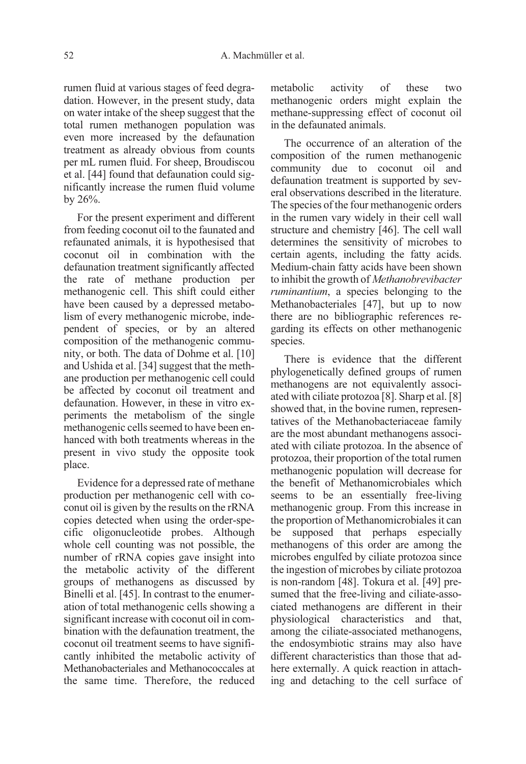rumen fluid at various stages of feed degradation. However, in the present study, data on water intake of the sheep suggest that the total rumen methanogen population was even more increased by the defaunation treatment as already obvious from counts per mL rumen fluid. For sheep, Broudiscou et al. [44] found that defaunation could significantly increase the rumen fluid volume by 26%.

For the present experiment and different from feeding coconut oil to the faunated and refaunated animals, it is hypothesised that coconut oil in combination with the defaunation treatment significantly affected the rate of methane production per methanogenic cell. This shift could either have been caused by a depressed metabolism of every methanogenic microbe, independent of species, or by an altered composition of the methanogenic community, or both. The data of Dohme et al. [10] and Ushida et al. [34] suggest that the methane production per methanogenic cell could be affected by coconut oil treatment and defaunation. However, in these in vitro experiments the metabolism of the single methanogenic cells seemed to have been enhanced with both treatments whereas in the present in vivo study the opposite took place.

Evidence for a depressed rate of methane production per methanogenic cell with coconut oil is given by the results on the rRNA copies detected when using the order-specific oligonucleotide probes. Although whole cell counting was not possible, the number of rRNA copies gave insight into the metabolic activity of the different groups of methanogens as discussed by Binelli et al. [45]. In contrast to the enumeration of total methanogenic cells showing a significant increase with coconut oil in combination with the defaunation treatment, the coconut oil treatment seems to have significantly inhibited the metabolic activity of Methanobacteriales and Methanococcales at the same time. Therefore, the reduced metabolic activity of these two methanogenic orders might explain the methane-suppressing effect of coconut oil in the defaunated animals.

The occurrence of an alteration of the composition of the rumen methanogenic community due to coconut oil and defaunation treatment is supported by several observations described in the literature. The species of the four methanogenic orders in the rumen vary widely in their cell wall structure and chemistry [46]. The cell wall determines the sensitivity of microbes to certain agents, including the fatty acids. Medium-chain fatty acids have been shown to inhibit the growth of *Methanobrevibacter ruminantium*, a species belonging to the Methanobacteriales [47], but up to now there are no bibliographic references regarding its effects on other methanogenic species.

There is evidence that the different phylogenetically defined groups of rumen methanogens are not equivalently associated with ciliate protozoa [8]. Sharp et al. [8] showed that, in the bovine rumen, representatives of the Methanobacteriaceae family are the most abundant methanogens associated with ciliate protozoa. In the absence of protozoa, their proportion of the total rumen methanogenic population will decrease for the benefit of Methanomicrobiales which seems to be an essentially free-living methanogenic group. From this increase in the proportion of Methanomicrobiales it can be supposed that perhaps especially methanogens of this order are among the microbes engulfed by ciliate protozoa since the ingestion of microbes by ciliate protozoa is non-random [48]. Tokura et al. [49] presumed that the free-living and ciliate-associated methanogens are different in their physiological characteristics and that, among the ciliate-associated methanogens, the endosymbiotic strains may also have different characteristics than those that adhere externally. A quick reaction in attaching and detaching to the cell surface of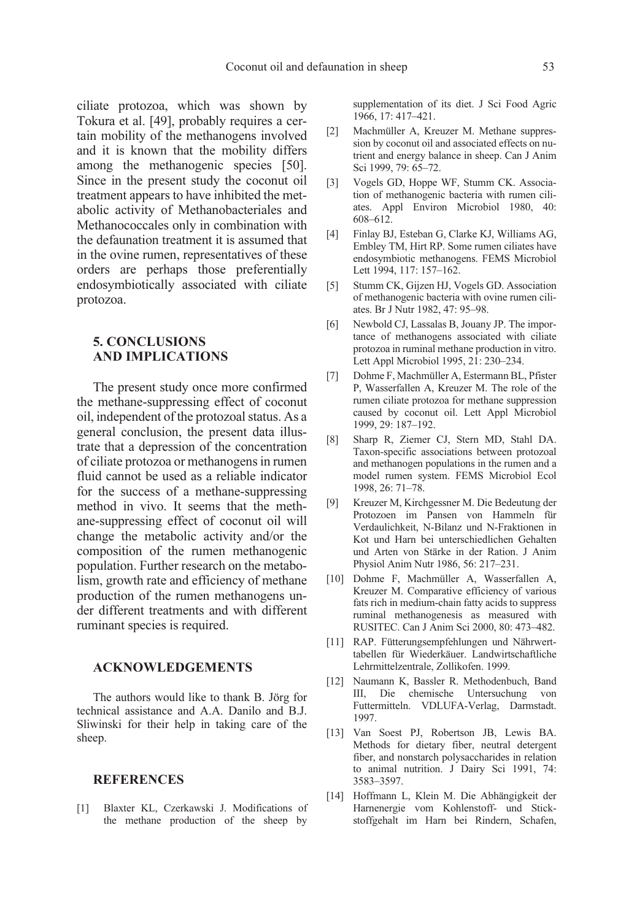ciliate protozoa, which was shown by Tokura et al. [49], probably requires a certain mobility of the methanogens involved and it is known that the mobility differs among the methanogenic species [50]. Since in the present study the coconut oil treatment appears to have inhibited the metabolic activity of Methanobacteriales and Methanococcales only in combination with the defaunation treatment it is assumed that in the ovine rumen, representatives of these orders are perhaps those preferentially endosymbiotically associated with ciliate protozoa.

## 5. CONCLUSIONS AND IMPLICATIONS

The present study once more confirmed the methane-suppressing effect of coconut oil, independent of the protozoal status. As a general conclusion, the present data illustrate that a depression of the concentration of ciliate protozoa or methanogens in rumen fluid cannot be used as a reliable indicator for the success of a methane-suppressing method in vivo. It seems that the methane-suppressing effect of coconut oil will change the metabolic activity and/or the composition of the rumen methanogenic population. Further research on the metabolism, growth rate and efficiency of methane production of the rumen methanogens under different treatments and with different ruminant species is required.

## ACKNOWLEDGEMENTS

The authors would like to thank B. Jörg for technical assistance and A.A. Danilo and B.J. Sliwinski for their help in taking care of the sheep.

## REFERENCES

[1] Blaxter KL, Czerkawski J. Modifications of the methane production of the sheep by supplementation of its diet. J Sci Food Agric 1966, 17: 417–421.

[2] Machmüller A, Kreuzer M. Methane suppression by coconut oil and associated effects on nutrient and energy balance in sheep. Can J Anim Sci 1999, 79: 65–72.

[3] Vogels GD, Hoppe WF, Stumm CK. Association of methanogenic bacteria with rumen ciliates. Appl Environ Microbiol 1980, 40: 608–612.

[4] Finlay BJ, Esteban G, Clarke KJ, Williams AG, Embley TM, Hirt RP. Some rumen ciliates have endosymbiotic methanogens. FEMS Microbiol Lett 1994, 117: 157–162.

[5] Stumm CK, Gijzen HJ, Vogels GD. Association of methanogenic bacteria with ovine rumen ciliates. Br J Nutr 1982, 47: 95–98.

[6] Newbold CJ, Lassalas B, Jouany JP. The importance of methanogens associated with ciliate protozoa in ruminal methane production in vitro. Lett Appl Microbiol 1995, 21: 230–234.

[7] Dohme F, Machmüller A, Estermann BL, Pfister P, Wasserfallen A, Kreuzer M. The role of the rumen ciliate protozoa for methane suppression caused by coconut oil. Lett Appl Microbiol 1999, 29: 187–192.

[8] Sharp R, Ziemer CJ, Stern MD, Stahl DA. Taxon-specific associations between protozoal and methanogen populations in the rumen and a model rumen system. FEMS Microbiol Ecol 1998, 26: 71–78.

[9] Kreuzer M, Kirchgessner M. Die Bedeutung der Protozoen im Pansen von Hammeln für Verdaulichkeit, N-Bilanz und N-Fraktionen in Kot und Harn bei unterschiedlichen Gehalten und Arten von Stärke in der Ration. J Anim Physiol Anim Nutr 1986, 56: 217–231.

[10] Dohme F, Machmüller A, Wasserfallen A, Kreuzer M. Comparative efficiency of various fats rich in medium-chain fatty acids to suppress ruminal methanogenesis as measured with RUSITEC. Can J Anim Sci 2000, 80: 473–482.

[11] RAP. Fütterungsempfehlungen und Nährwerttabellen für Wiederkäuer. Landwirtschaftliche Lehrmittelzentrale, Zollikofen. 1999.

[12] Naumann K, Bassler R. Methodenbuch, Band III, Die chemische Untersuchung von Futtermitteln. VDLUFA-Verlag, Darmstadt. 1997.

[13] Van Soest PJ, Robertson JB, Lewis BA. Methods for dietary fiber, neutral detergent fiber, and nonstarch polysaccharides in relation to animal nutrition. J Dairy Sci 1991, 74: 3583–3597.

[14] Hoffmann L, Klein M. Die Abhängigkeit der Harnenergie vom Kohlenstoff- und Stickstoffgehalt im Harn bei Rindern, Schafen,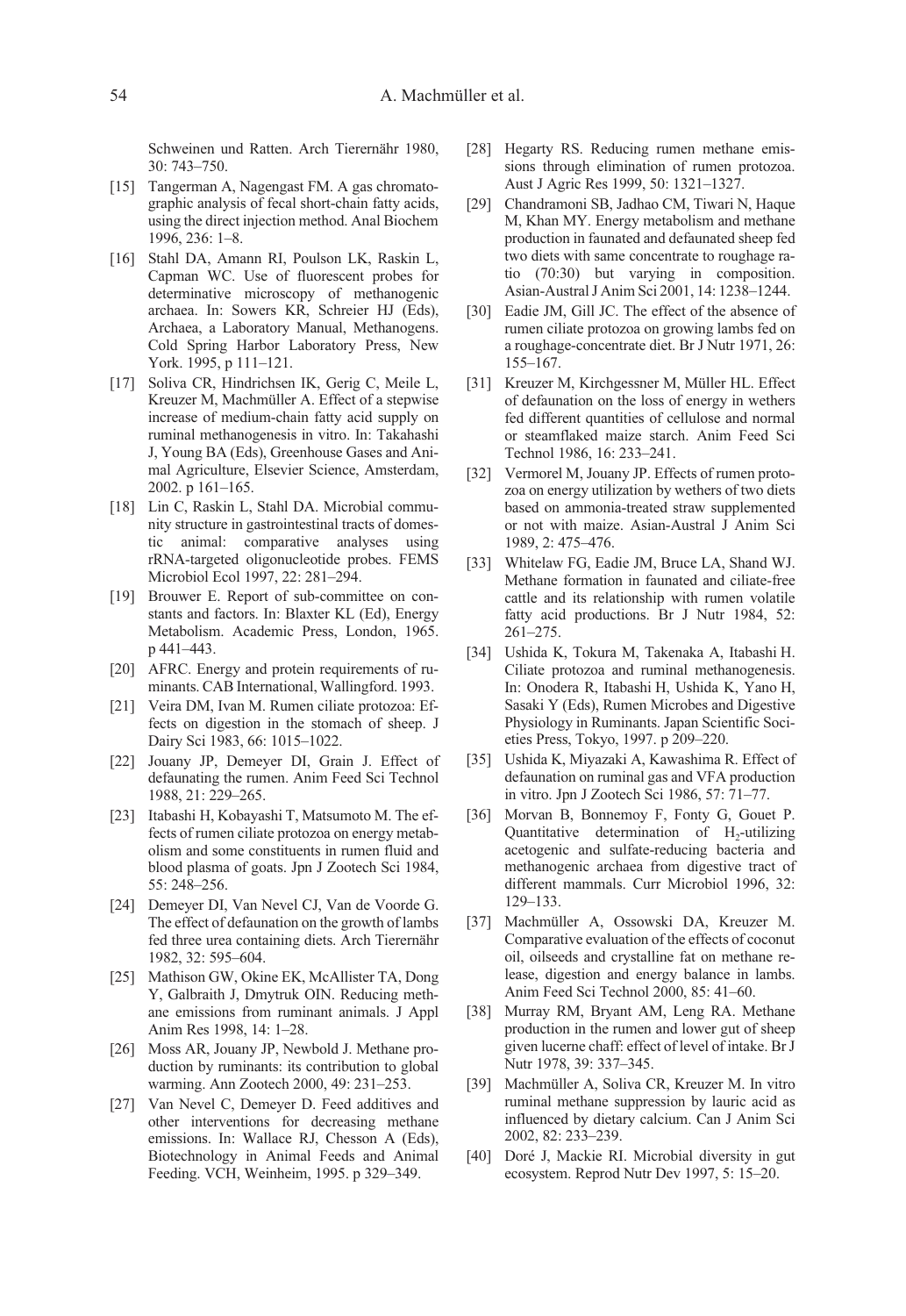Schweinen und Ratten. Arch Tierernähr 1980, 30: 743–750.

[15] Tangerman A, Nagengast FM. A gas chromatographic analysis of fecal short-chain fatty acids, using the direct injection method. Anal Biochem 1996, 236: 1–8.

[16] Stahl DA, Amann RI, Poulson LK, Raskin L, Capman WC. Use of fluorescent probes for determinative microscopy of methanogenic archaea. In: Sowers KR, Schreier HJ (Eds), Archaea, a Laboratory Manual, Methanogens. Cold Spring Harbor Laboratory Press, New York. 1995, p 111–121.

[17] Soliva CR, Hindrichsen IK, Gerig C, Meile L, Kreuzer M, Machmüller A. Effect of a stepwise increase of medium-chain fatty acid supply on ruminal methanogenesis in vitro. In: Takahashi J, Young BA (Eds), Greenhouse Gases and Animal Agriculture, Elsevier Science, Amsterdam, 2002. p 161–165.

[18] Lin C, Raskin L, Stahl DA. Microbial community structure in gastrointestinal tracts of domestic animal: comparative analyses using rRNA-targeted oligonucleotide probes. FEMS Microbiol Ecol 1997, 22: 281–294.

[19] Brouwer E. Report of sub-committee on constants and factors. In: Blaxter KL (Ed), Energy Metabolism. Academic Press, London, 1965. p 441–443.

[20] AFRC. Energy and protein requirements of ruminants. CAB International, Wallingford. 1993.

[21] Veira DM, Ivan M. Rumen ciliate protozoa: Effects on digestion in the stomach of sheep. J Dairy Sci 1983, 66: 1015–1022.

[22] Jouany JP, Demeyer DI, Grain J. Effect of defaunating the rumen. Anim Feed Sci Technol 1988, 21: 229–265.

[23] Itabashi H, Kobayashi T, Matsumoto M. The effects of rumen ciliate protozoa on energy metabolism and some constituents in rumen fluid and blood plasma of goats. Jpn J Zootech Sci 1984, 55: 248–256.

[24] Demeyer DI, Van Nevel CJ, Van de Voorde G. The effect of defaunation on the growth of lambs fed three urea containing diets. Arch Tierernähr 1982, 32: 595–604.

[25] Mathison GW, Okine EK, McAllister TA, Dong Y, Galbraith J, Dmytruk OIN. Reducing methane emissions from ruminant animals. J Appl Anim Res 1998, 14: 1–28.

[26] Moss AR, Jouany JP, Newbold J. Methane production by ruminants: its contribution to global warming. Ann Zootech 2000, 49: 231–253.

[27] Van Nevel C, Demeyer D. Feed additives and other interventions for decreasing methane emissions. In: Wallace RJ, Chesson A (Eds), Biotechnology in Animal Feeds and Animal Feeding. VCH, Weinheim, 1995. p 329–349.

[28] Hegarty RS. Reducing rumen methane emissions through elimination of rumen protozoa. Aust J Agric Res 1999, 50: 1321–1327.

[29] Chandramoni SB, Jadhao CM, Tiwari N, Haque M, Khan MY. Energy metabolism and methane production in faunated and defaunated sheep fed two diets with same concentrate to roughage ratio (70:30) but varying in composition. Asian-Austral J Anim Sci 2001, 14: 1238–1244.

[30] Eadie JM, Gill JC. The effect of the absence of rumen ciliate protozoa on growing lambs fed on a roughage-concentrate diet. Br J Nutr 1971, 26: 155–167.

[31] Kreuzer M, Kirchgessner M, Müller HL. Effect of defaunation on the loss of energy in wethers fed different quantities of cellulose and normal or steamflaked maize starch. Anim Feed Sci Technol 1986, 16: 233–241.

[32] Vermorel M, Jouany JP. Effects of rumen protozoa on energy utilization by wethers of two diets based on ammonia-treated straw supplemented or not with maize. Asian-Austral J Anim Sci 1989, 2: 475–476.

[33] Whitelaw FG, Eadie JM, Bruce LA, Shand WJ. Methane formation in faunated and ciliate-free cattle and its relationship with rumen volatile fatty acid productions. Br J Nutr 1984, 52: 261–275.

[34] Ushida K, Tokura M, Takenaka A, Itabashi H. Ciliate protozoa and ruminal methanogenesis. In: Onodera R, Itabashi H, Ushida K, Yano H, Sasaki Y (Eds), Rumen Microbes and Digestive Physiology in Ruminants. Japan Scientific Societies Press, Tokyo, 1997. p 209–220.

[35] Ushida K, Miyazaki A, Kawashima R. Effect of defaunation on ruminal gas and VFA production in vitro. Jpn J Zootech Sci 1986, 57: 71–77.

[36] Morvan B, Bonnemoy F, Fonty G, Gouet P. Quantitative determination of $H_2$-utilizing acetogenic and sulfate-reducing bacteria and methanogenic archaea from digestive tract of different mammals. Curr Microbiol 1996, 32: 129–133.

[37] Machmüller A, Ossowski DA, Kreuzer M. Comparative evaluation of the effects of coconut oil, oilseeds and crystalline fat on methane release, digestion and energy balance in lambs. Anim Feed Sci Technol 2000, 85: 41–60.

[38] Murray RM, Bryant AM, Leng RA. Methane production in the rumen and lower gut of sheep given lucerne chaff: effect of level of intake. Br J Nutr 1978, 39: 337–345.

[39] Machmüller A, Soliva CR, Kreuzer M. In vitro ruminal methane suppression by lauric acid as influenced by dietary calcium. Can J Anim Sci 2002, 82: 233–239.

[40] Doré J, Mackie RI. Microbial diversity in gut ecosystem. Reprod Nutr Dev 1997, 5: 15–20.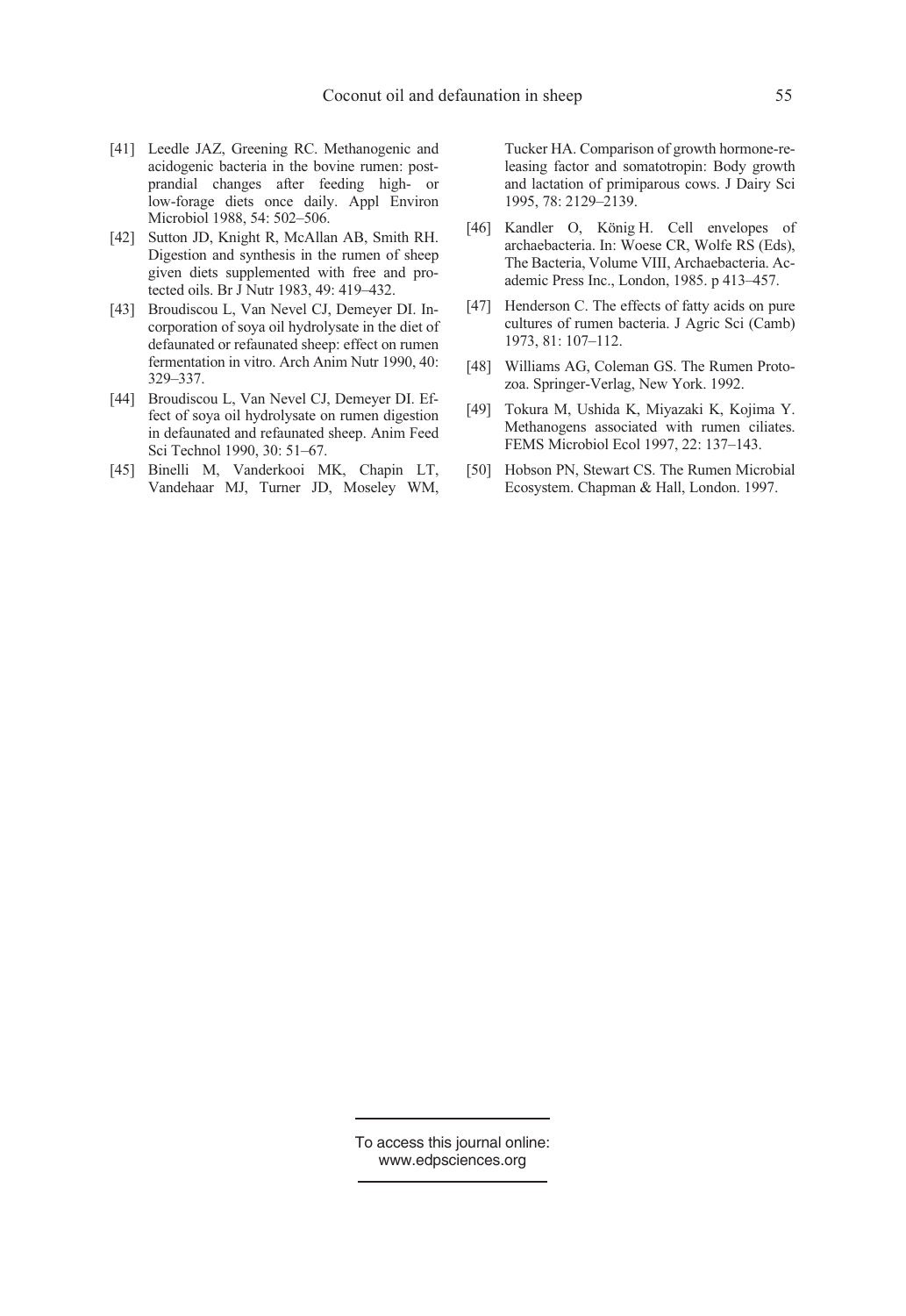[41] Leedle JAZ, Greening RC. Methanogenic and acidogenic bacteria in the bovine rumen: postprandial changes after feeding high- or low-forage diets once daily. Appl Environ Microbiol 1988, 54: 502–506.

[42] Sutton JD, Knight R, McAllan AB, Smith RH. Digestion and synthesis in the rumen of sheep given diets supplemented with free and protected oils. Br J Nutr 1983, 49: 419–432.

[43] Broudiscou L, Van Nevel CJ, Demeyer DI. Incorporation of soya oil hydrolysate in the diet of defaunated or refaunated sheep: effect on rumen fermentation in vitro. Arch Anim Nutr 1990, 40: 329–337.

[44] Broudiscou L, Van Nevel CJ, Demeyer DI. Effect of soya oil hydrolysate on rumen digestion in defaunated and refaunated sheep. Anim Feed Sci Technol 1990, 30: 51–67.

[45] Binelli M, Vanderkooi MK, Chapin LT, Vandehaar MJ, Turner JD, Moseley WM, Tucker HA. Comparison of growth hormone-releasing factor and somatotropin: Body growth and lactation of primiparous cows. J Dairy Sci 1995, 78: 2129–2139.

[46] Kandler O, König H. Cell envelopes of archaebacteria. In: Woese CR, Wolfe RS (Eds), The Bacteria, Volume VIII, Archaebacteria. Academic Press Inc., London, 1985. p 413–457.

[47] Henderson C. The effects of fatty acids on pure cultures of rumen bacteria. J Agric Sci (Camb) 1973, 81: 107–112.

[48] Williams AG, Coleman GS. The Rumen Protozoa. Springer-Verlag, New York. 1992.

[49] Tokura M, Ushida K, Miyazaki K, Kojima Y. Methanogens associated with rumen ciliates. FEMS Microbiol Ecol 1997, 22: 137–143.

[50] Hobson PN, Stewart CS. The Rumen Microbial Ecosystem. Chapman & Hall, London. 1997.

To access this journal online:
www.edpsciences.org